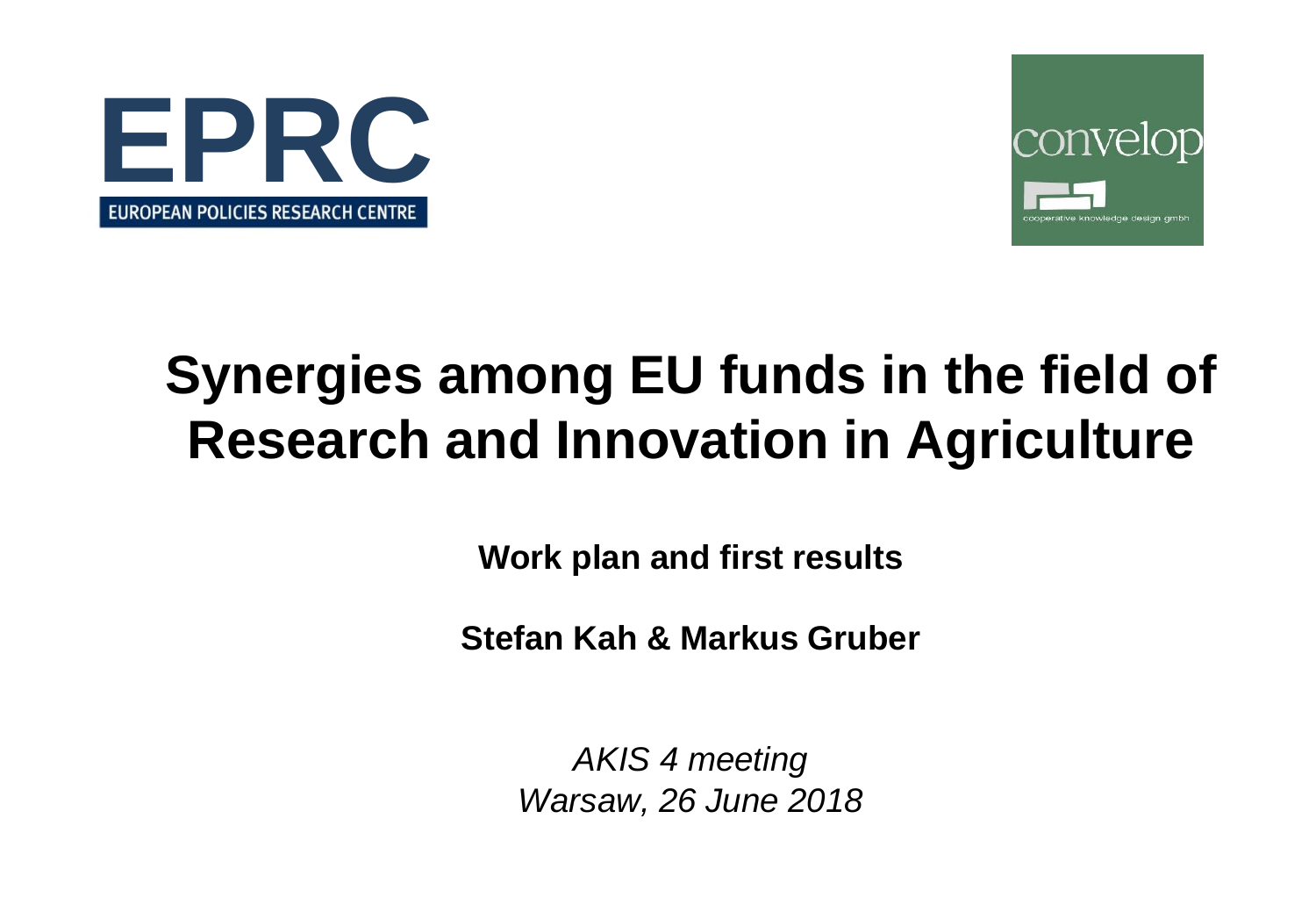EPRC

EUROPEAN POLICIES RESEARCH CENTRE

convelop

cooperative knowledge design gmbh

# Synergies among EU funds in the field of Research and Innovation in Agriculture

**Work plan and first results**

**Stefan Kah & Markus Gruber**

*AKIS 4 meeting*
*Warsaw, 26 June 2018*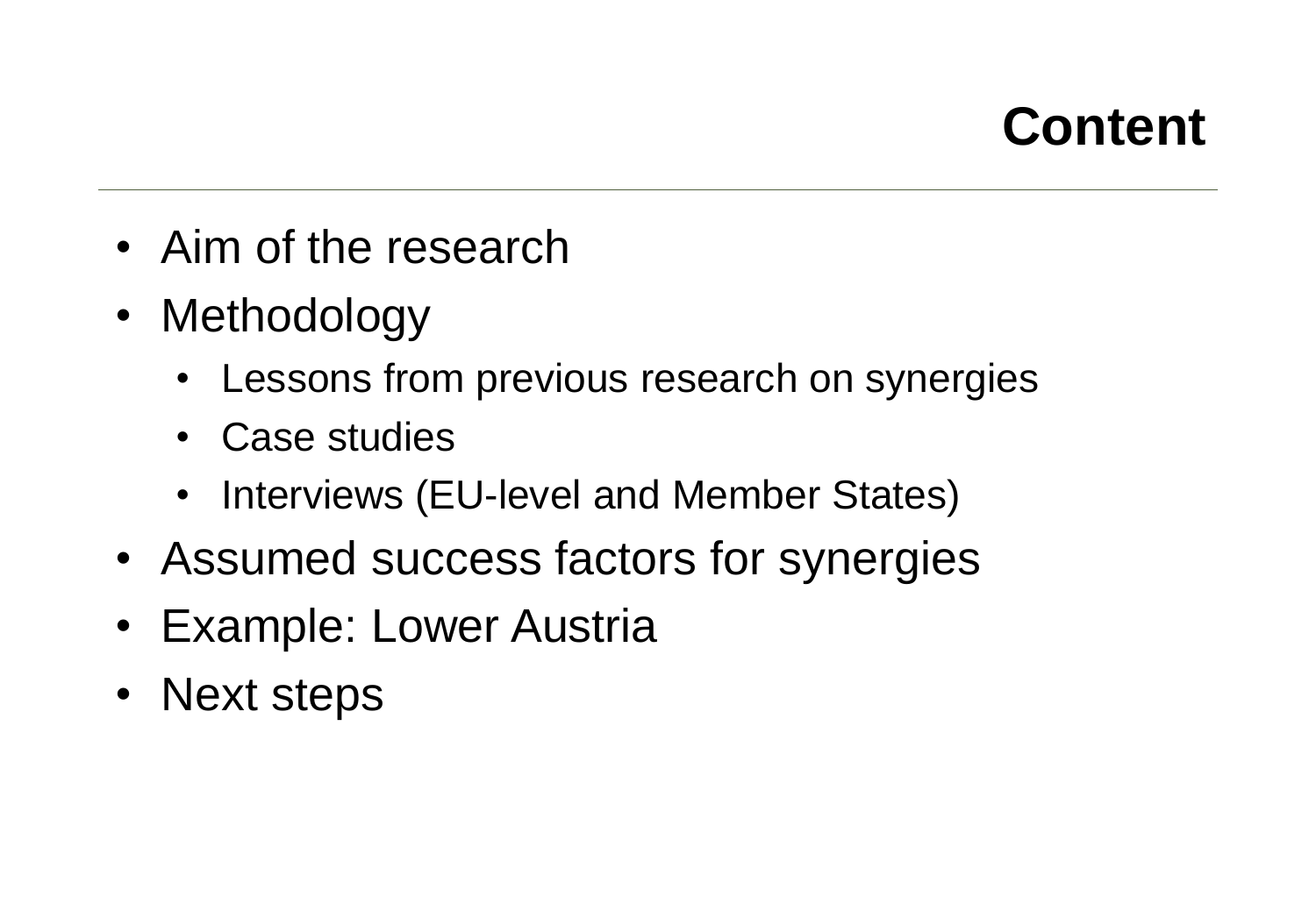# Content

- Aim of the research
- Methodology
    - Lessons from previous research on synergies
    - Case studies
    - Interviews (EU-level and Member States)
- Assumed success factors for synergies
- Example: Lower Austria
- Next steps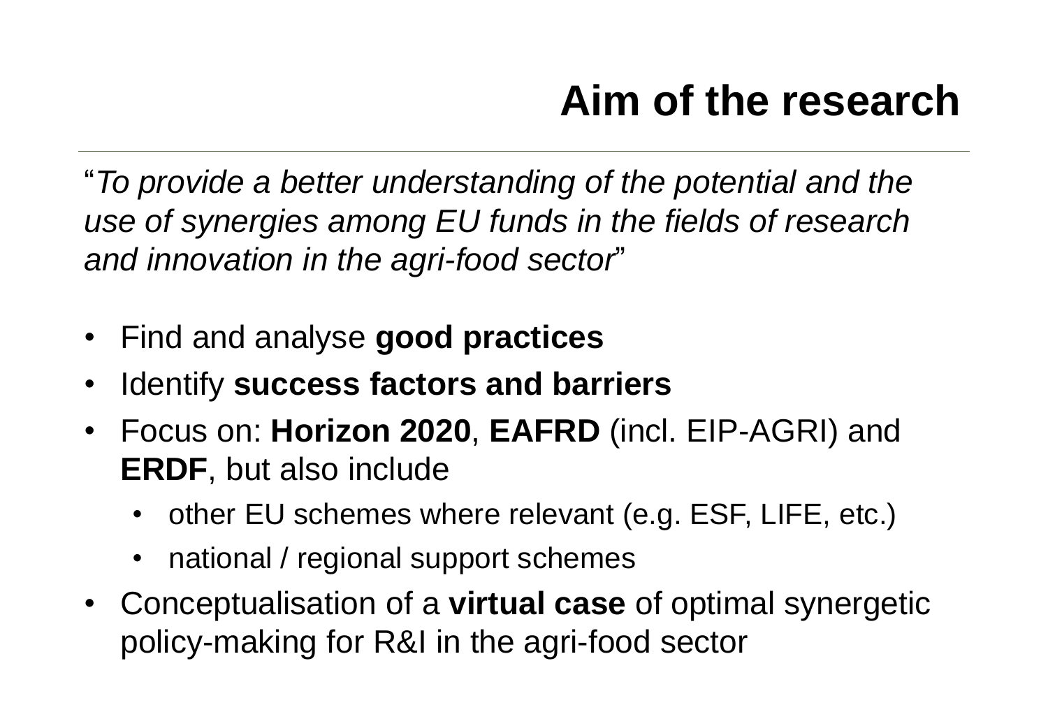# Aim of the research

“*To provide a better understanding of the potential and the use of synergies among EU funds in the fields of research and innovation in the agri-food sector*”

- Find and analyse **good practices**
- Identify **success factors and barriers**
- Focus on: **Horizon 2020**, **EAFRD** (incl. EIP-AGRI) and **ERDF**, but also include
  - other EU schemes where relevant (e.g. ESF, LIFE, etc.)
  - national / regional support schemes
- Conceptualisation of a **virtual case** of optimal synergetic policy-making for R&I in the agri-food sector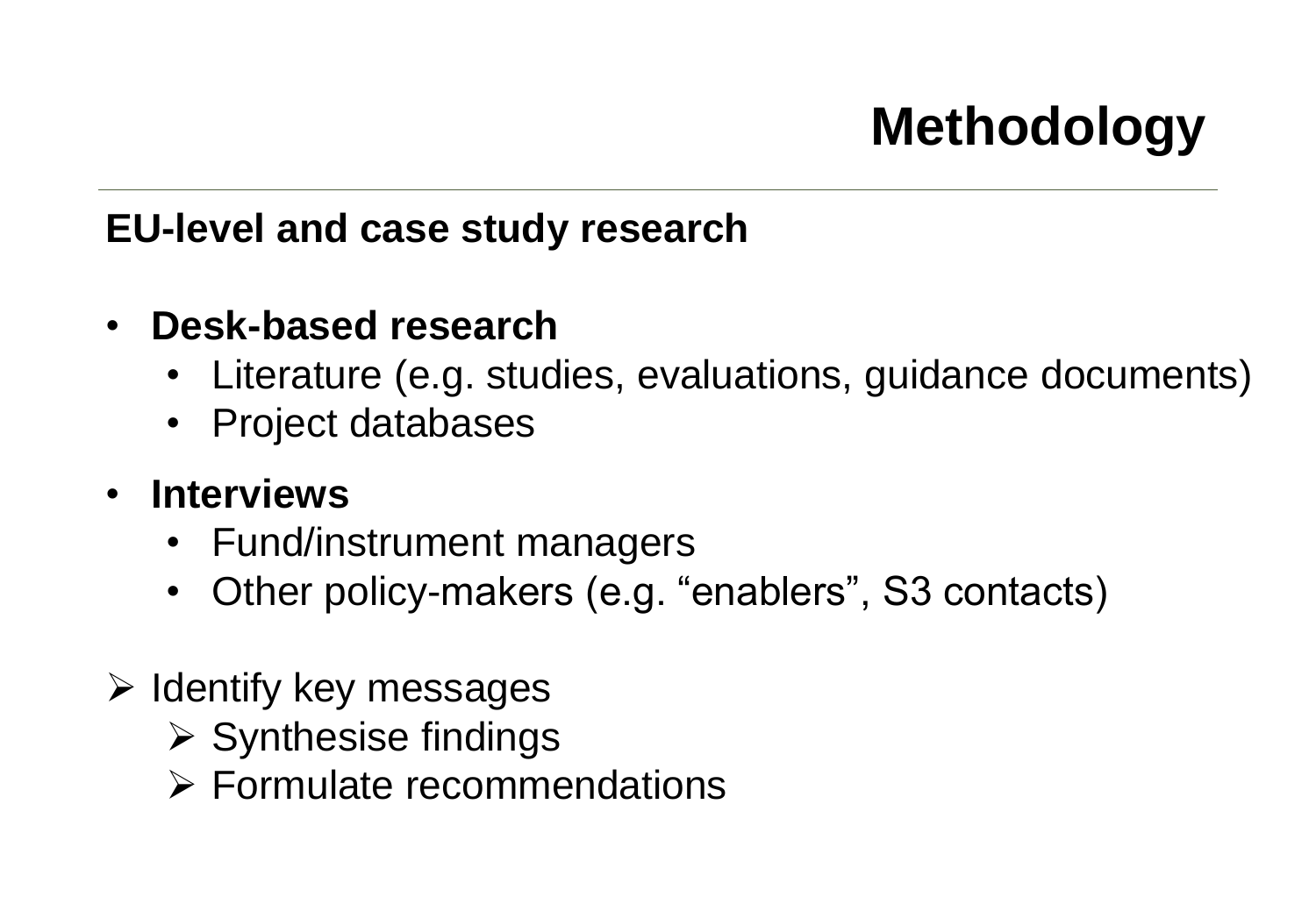# Methodology

**EU-level and case study research**

- **Desk-based research**
  - Literature (e.g. studies, evaluations, guidance documents)
  - Project databases
- **Interviews**
  - Fund/instrument managers
  - Other policy-makers (e.g. “enablers”, S3 contacts)

➢ Identify key messages
  - ➢ Synthesise findings
  - ➢ Formulate recommendations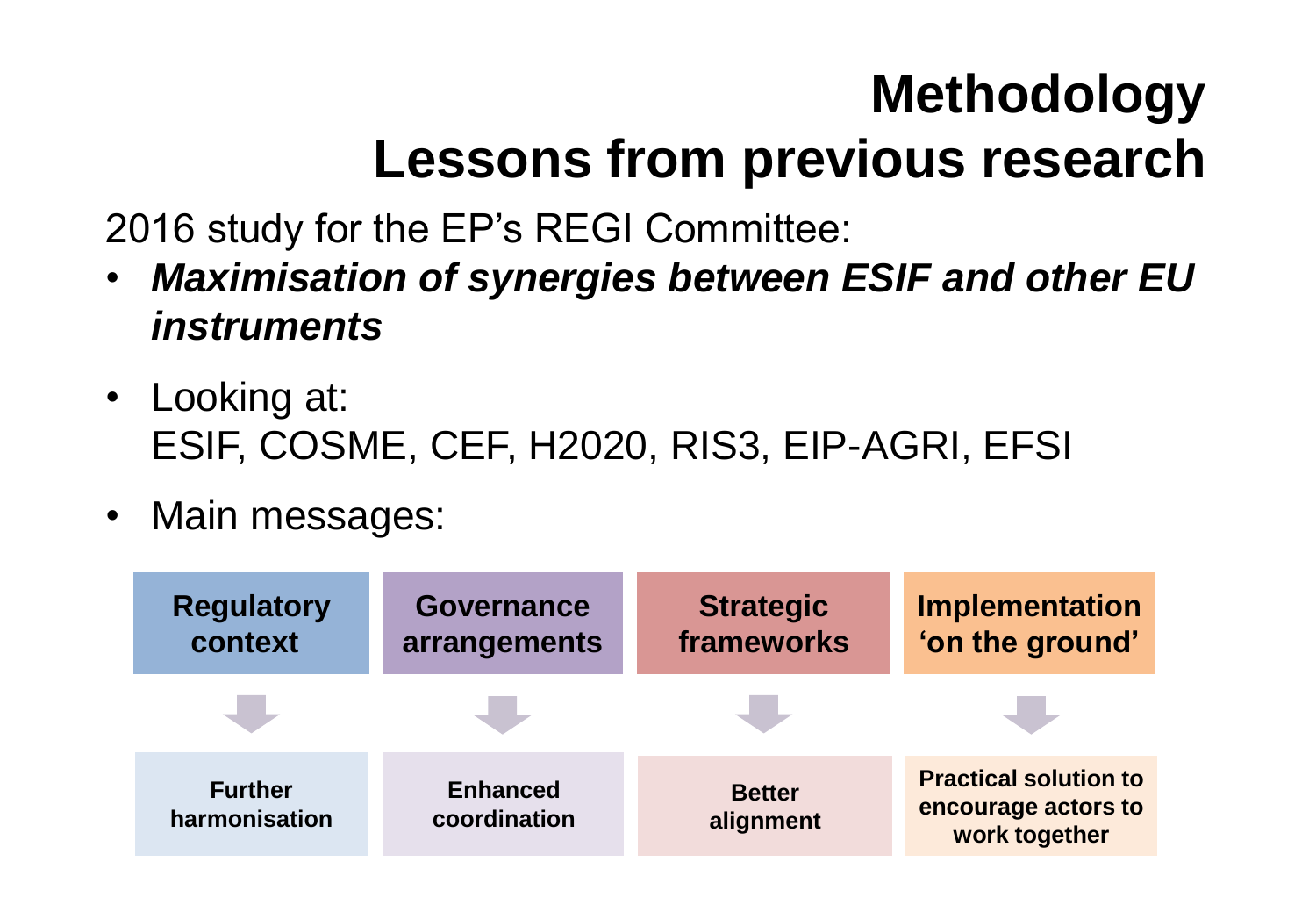# Methodology
# Lessons from previous research

2016 study for the EP's REGI Committee:

- ***Maximisation of synergies between ESIF and other EU instruments***
- Looking at:
  ESIF, COSME, CEF, H2020, RIS3, EIP-AGRI, EFSI
- Main messages:

| Regulatory context | Governance arrangements | Strategic frameworks | Implementation 'on the ground' |
|---|---|---|---|
| ↓ | ↓ | ↓ | ↓ |
| **Further harmonisation** | **Enhanced coordination** | **Better alignment** | **Practical solution to encourage actors to work together** |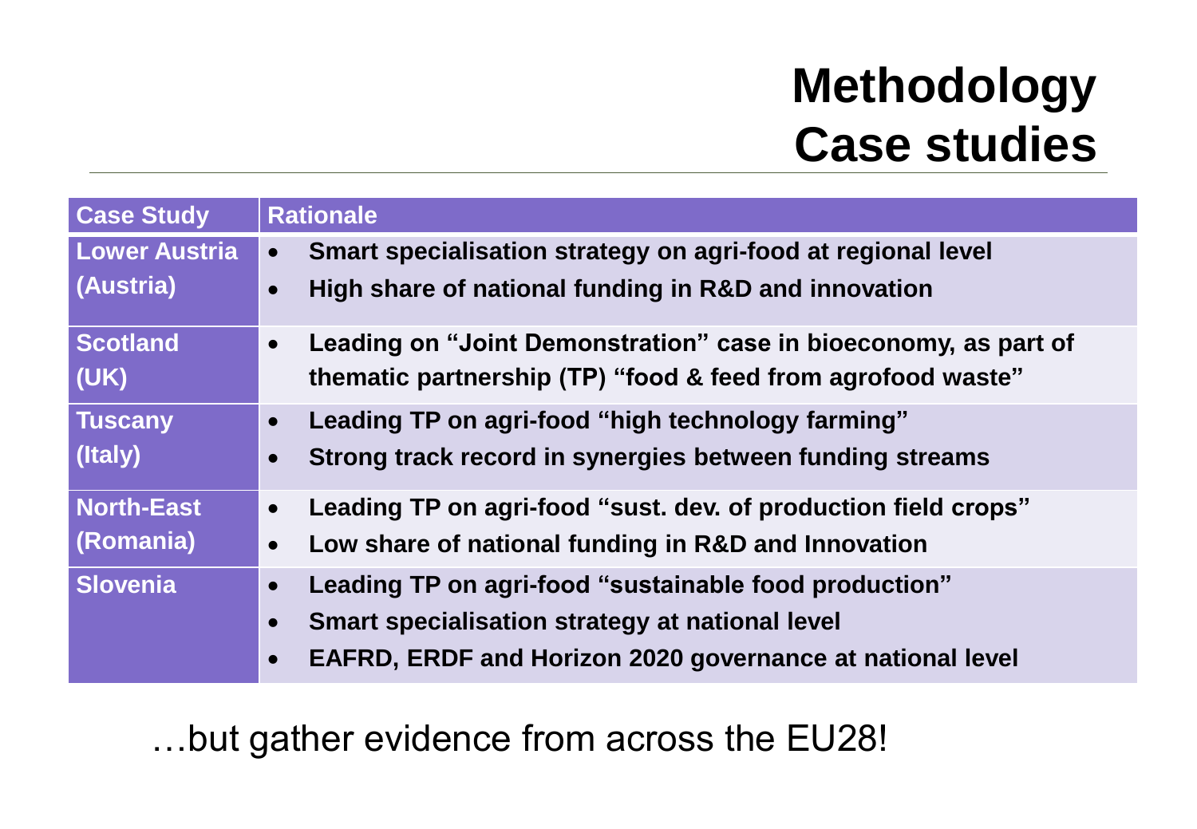# Methodology
# Case studies

| Case Study | Rationale |
|---|---|
| **Lower Austria (Austria)** | • Smart specialisation strategy on agri-food at regional level<br>• High share of national funding in R&D and innovation |
| **Scotland (UK)** | • Leading on "Joint Demonstration" case in bioeconomy, as part of thematic partnership (TP) "food & feed from agrofood waste" |
| **Tuscany (Italy)** | • Leading TP on agri-food "high technology farming"<br>• Strong track record in synergies between funding streams |
| **North-East (Romania)** | • Leading TP on agri-food "sust. dev. of production field crops"<br>• Low share of national funding in R&D and Innovation |
| **Slovenia** | • Leading TP on agri-food "sustainable food production"<br>• Smart specialisation strategy at national level<br>• EAFRD, ERDF and Horizon 2020 governance at national level |

…but gather evidence from across the EU28!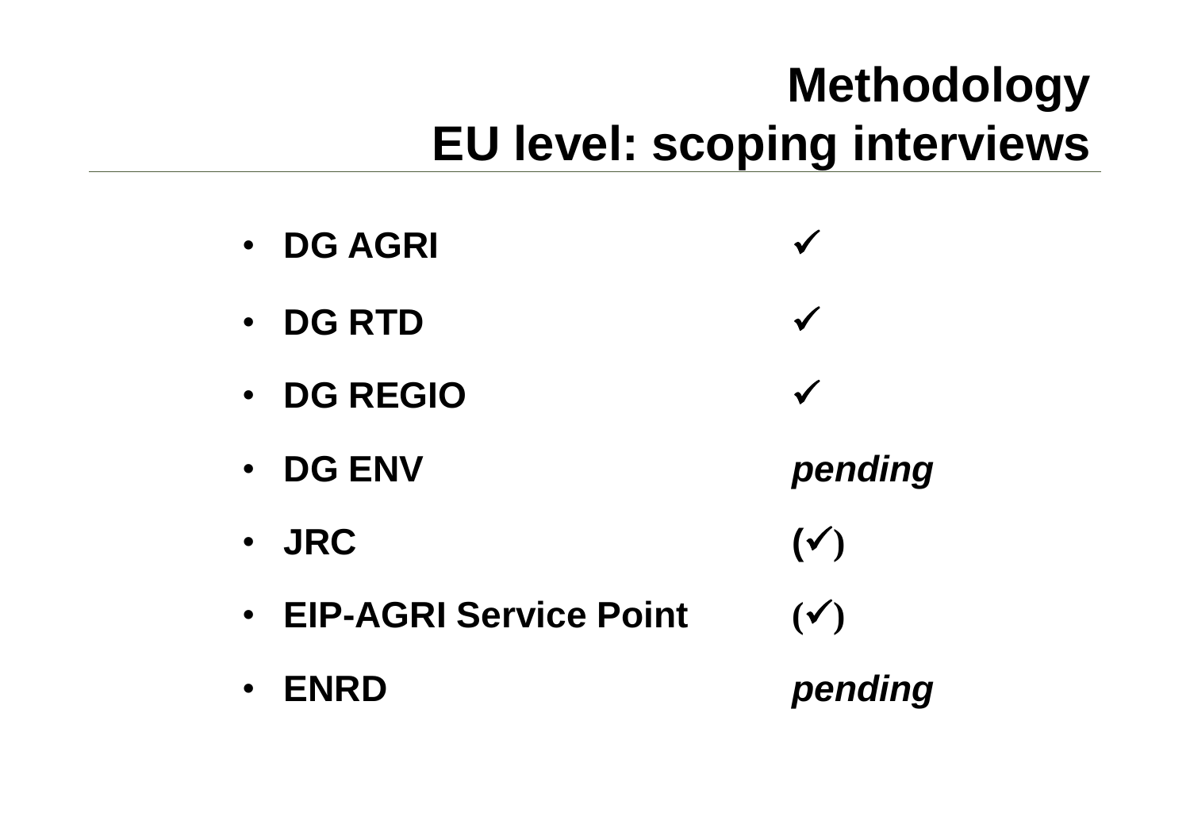# Methodology
# EU level: scoping interviews

| | |
|---|---|
| • **DG AGRI** | ✓ |
| • **DG RTD** | ✓ |
| • **DG REGIO** | ✓ |
| • **DG ENV** | ***pending*** |
| • **JRC** | (✓) |
| • **EIP-AGRI Service Point** | (✓) |
| • **ENRD** | ***pending*** |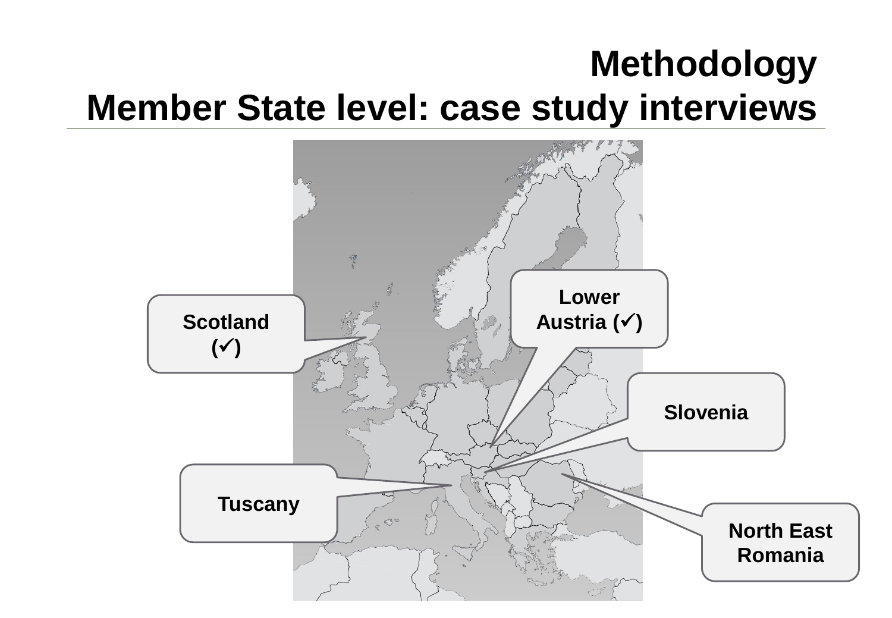# Methodology
## Member State level: case study interviews

Scotland (✓)

Lower Austria (✓)

Slovenia

Tuscany

North East Romania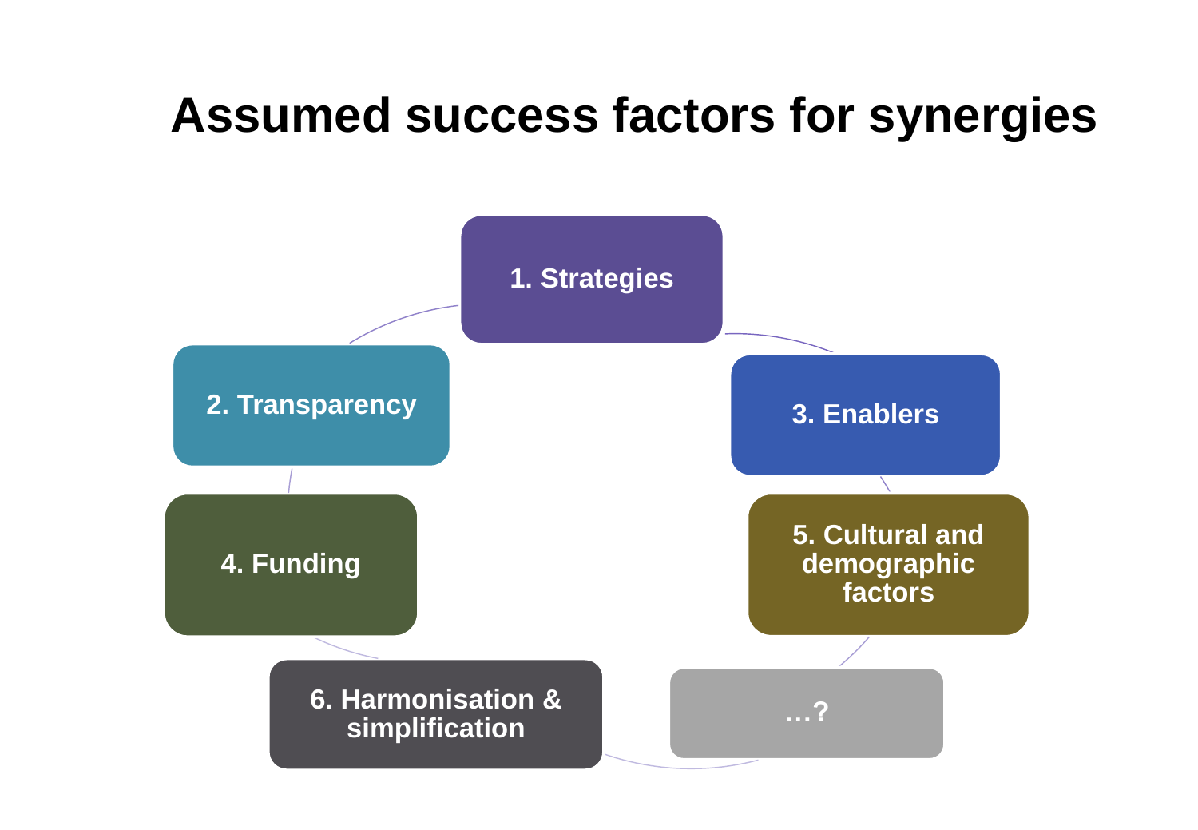# Assumed success factors for synergies

1. Strategies

2. Transparency

3. Enablers

4. Funding

5. Cultural and demographic factors

6. Harmonisation & simplification

…?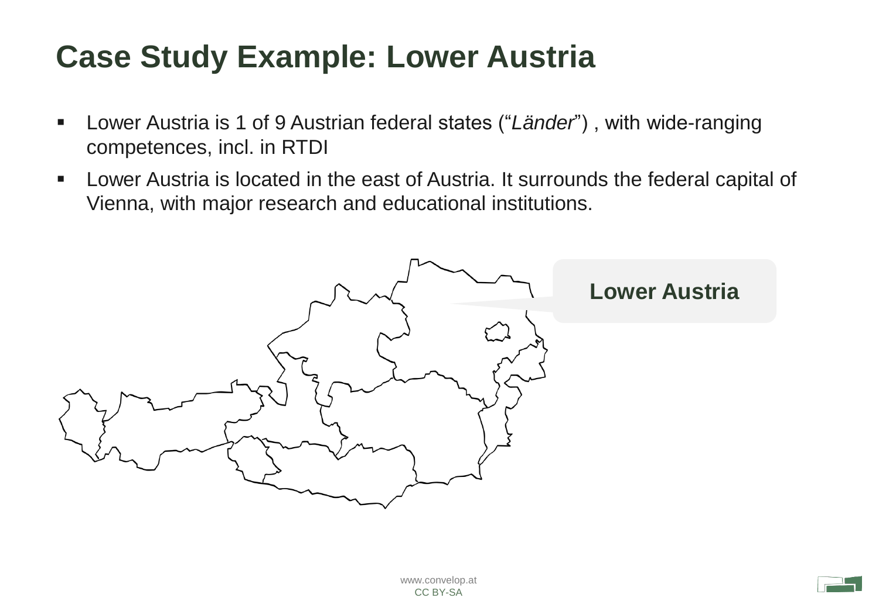# Case Study Example: Lower Austria

- Lower Austria is 1 of 9 Austrian federal states ("*Länder*") , with wide-ranging competences, incl. in RTDI
- Lower Austria is located in the east of Austria. It surrounds the federal capital of Vienna, with major research and educational institutions.

Lower Austria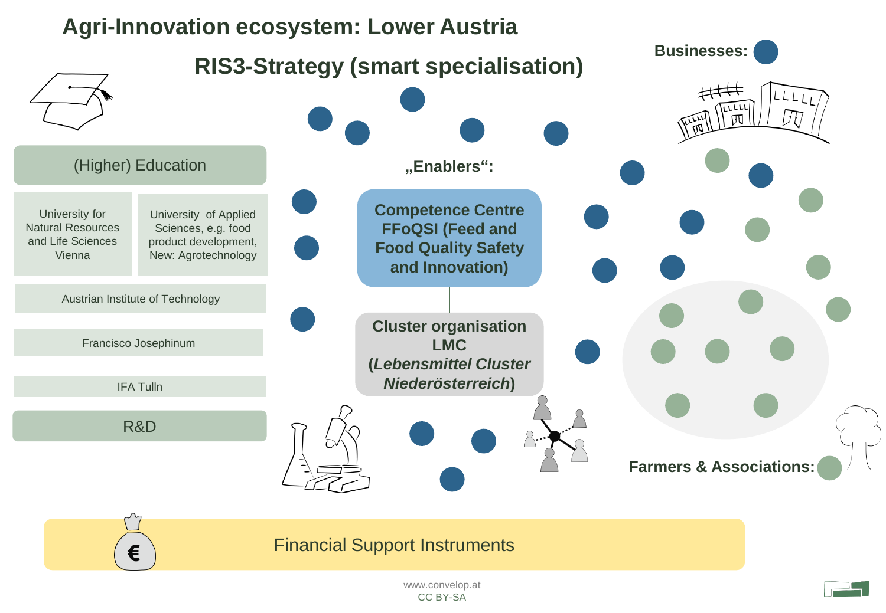# Agri-Innovation ecosystem: Lower Austria

## RIS3-Strategy (smart specialisation)

Businesses:

(Higher) Education

University for Natural Resources and Life Sciences Vienna

University of Applied Sciences, e.g. food product development, New: Agrotechnology

Austrian Institute of Technology

Francisco Josephinum

IFA Tulln

R&D

„Enablers“:

**Competence Centre FFoQSI (Feed and Food Quality Safety and Innovation)**

**Cluster organisation LMC (*Lebensmittel Cluster Niederösterreich*)**

Farmers & Associations:

Financial Support Instruments

www.convelop.at
CC BY-SA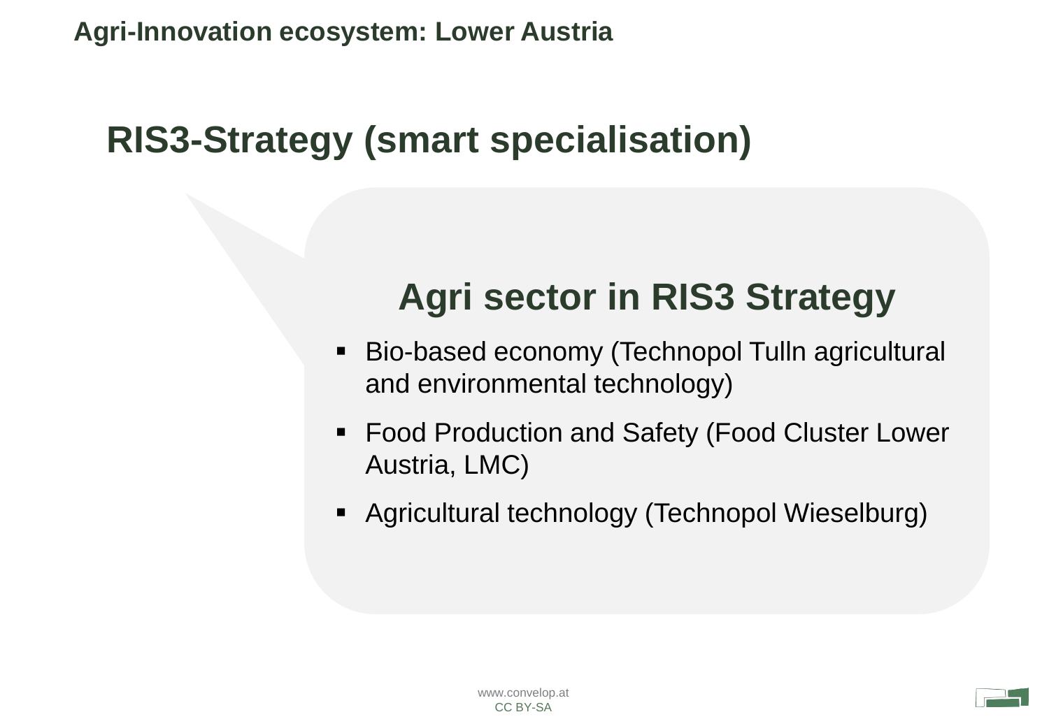## RIS3-Strategy (smart specialisation)

### Agri sector in RIS3 Strategy

- Bio-based economy (Technopol Tulln agricultural and environmental technology)
- Food Production and Safety (Food Cluster Lower Austria, LMC)
- Agricultural technology (Technopol Wieselburg)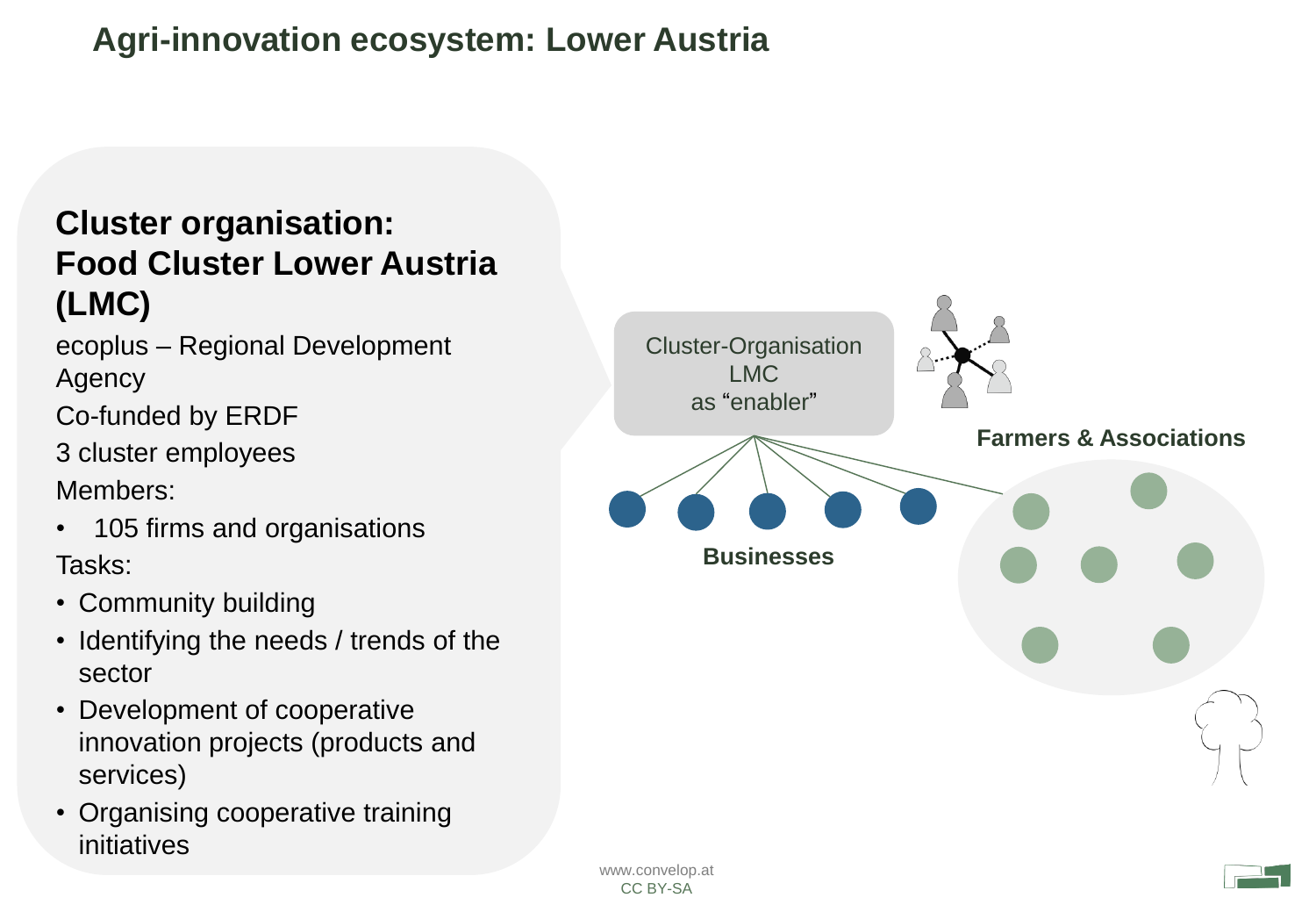# Agri-innovation ecosystem: Lower Austria

## Cluster organisation: Food Cluster Lower Austria (LMC)

ecoplus – Regional Development Agency

Co-funded by ERDF

3 cluster employees

Members:

- 105 firms and organisations

Tasks:

- Community building
- Identifying the needs / trends of the sector
- Development of cooperative innovation projects (products and services)
- Organising cooperative training initiatives

Cluster-Organisation LMC as "enabler"

Farmers & Associations

Businesses

www.convelop.at
CC BY-SA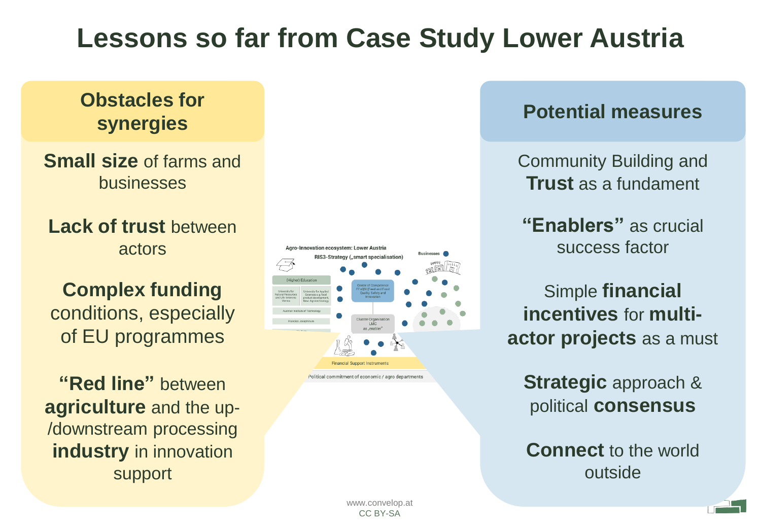# Lessons so far from Case Study Lower Austria

## Obstacles for synergies

**Small size** of farms and businesses

**Lack of trust** between actors

**Complex funding** conditions, especially of EU programmes

**"Red line"** between **agriculture** and the up-/downstream processing **industry** in innovation support

Agro-Innovation ecosystem: Lower Austria

RIS3-Strategy („smart specialisation")

Businesses

(Higher) Education

University for Natural Resources and Life Sciences Vienna

University for Applied Sciences e.g. food product development, New Agrotechnology

Austrian Institute of Technology

Francisco Josephinum

Center of Competence FFoQSI (Feed and Food Quality Safety and Innovation

Cluster-Organisation LMC as „enabler"

Financial Support Instruments

Political commitment of economic / agro departments

## Potential measures

Community Building and **Trust** as a fundament

**"Enablers"** as crucial success factor

Simple **financial incentives** for **multi-actor projects** as a must

**Strategic** approach & political **consensus**

**Connect** to the world outside

www.convelop.at
CC BY-SA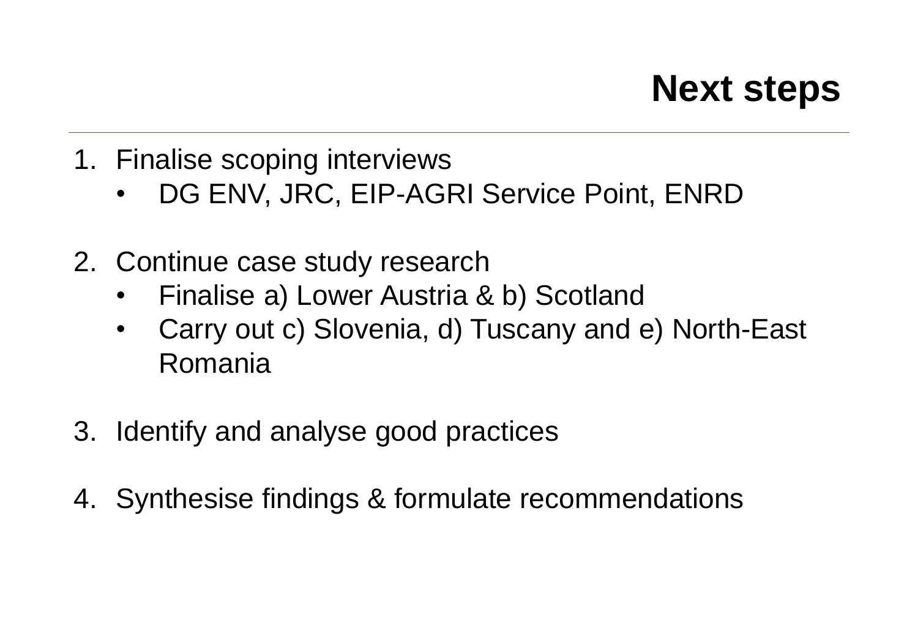# Next steps

1. Finalise scoping interviews
   - DG ENV, JRC, EIP-AGRI Service Point, ENRD

2. Continue case study research
   - Finalise a) Lower Austria & b) Scotland
   - Carry out c) Slovenia, d) Tuscany and e) North-East Romania

3. Identify and analyse good practices

4. Synthesise findings & formulate recommendations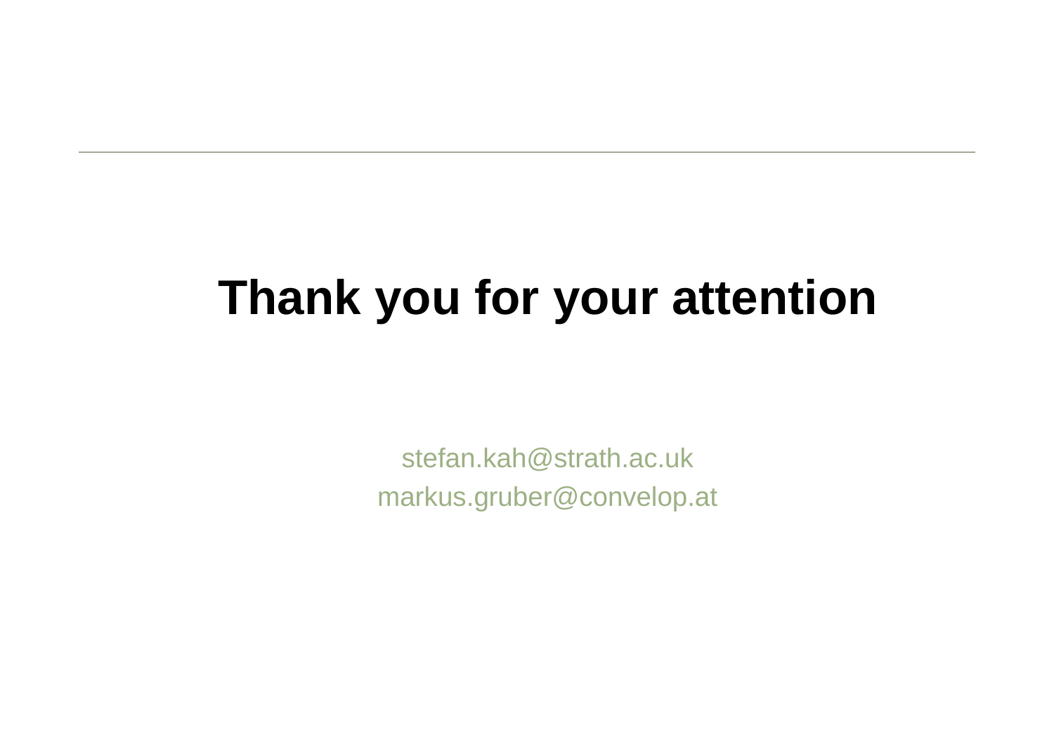# Thank you for your attention

stefan.kah@strath.ac.uk
markus.gruber@convelop.at